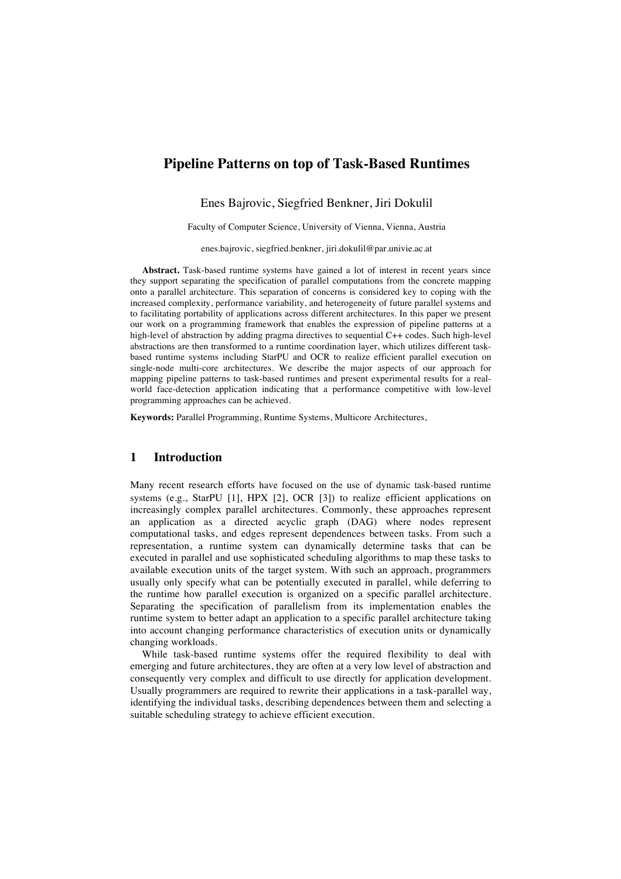# Pipeline Patterns on top of Task-Based Runtimes

Enes Bajrovic, Siegfried Benkner, Jiri Dokulil

Faculty of Computer Science, University of Vienna, Vienna, Austria

enes.bajrovic, siegfried.benkner, jiri.dokulil@par.univie.ac.at

**Abstract.** Task-based runtime systems have gained a lot of interest in recent years since they support separating the specification of parallel computations from the concrete mapping onto a parallel architecture. This separation of concerns is considered key to coping with the increased complexity, performance variability, and heterogeneity of future parallel systems and to facilitating portability of applications across different architectures. In this paper we present our work on a programming framework that enables the expression of pipeline patterns at a high-level of abstraction by adding pragma directives to sequential C++ codes. Such high-level abstractions are then transformed to a runtime coordination layer, which utilizes different task-based runtime systems including StarPU and OCR to realize efficient parallel execution on single-node multi-core architectures. We describe the major aspects of our approach for mapping pipeline patterns to task-based runtimes and present experimental results for a real-world face-detection application indicating that a performance competitive with low-level programming approaches can be achieved.

**Keywords:** Parallel Programming, Runtime Systems, Multicore Architectures,

## 1 Introduction

Many recent research efforts have focused on the use of dynamic task-based runtime systems (e.g., StarPU [1], HPX [2], OCR [3]) to realize efficient applications on increasingly complex parallel architectures. Commonly, these approaches represent an application as a directed acyclic graph (DAG) where nodes represent computational tasks, and edges represent dependences between tasks. From such a representation, a runtime system can dynamically determine tasks that can be executed in parallel and use sophisticated scheduling algorithms to map these tasks to available execution units of the target system. With such an approach, programmers usually only specify what can be potentially executed in parallel, while deferring to the runtime how parallel execution is organized on a specific parallel architecture. Separating the specification of parallelism from its implementation enables the runtime system to better adapt an application to a specific parallel architecture taking into account changing performance characteristics of execution units or dynamically changing workloads.

While task-based runtime systems offer the required flexibility to deal with emerging and future architectures, they are often at a very low level of abstraction and consequently very complex and difficult to use directly for application development. Usually programmers are required to rewrite their applications in a task-parallel way, identifying the individual tasks, describing dependences between them and selecting a suitable scheduling strategy to achieve efficient execution.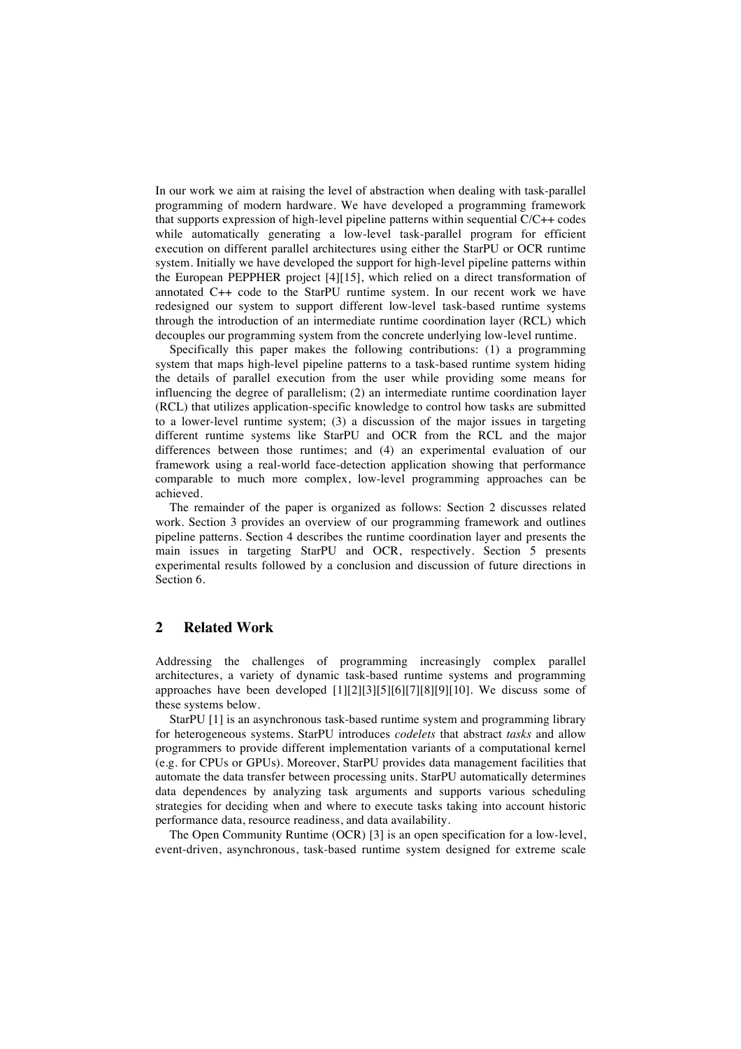In our work we aim at raising the level of abstraction when dealing with task-parallel programming of modern hardware. We have developed a programming framework that supports expression of high-level pipeline patterns within sequential C/C++ codes while automatically generating a low-level task-parallel program for efficient execution on different parallel architectures using either the StarPU or OCR runtime system. Initially we have developed the support for high-level pipeline patterns within the European PEPPHER project [4][15], which relied on a direct transformation of annotated C++ code to the StarPU runtime system. In our recent work we have redesigned our system to support different low-level task-based runtime systems through the introduction of an intermediate runtime coordination layer (RCL) which decouples our programming system from the concrete underlying low-level runtime.

Specifically this paper makes the following contributions: (1) a programming system that maps high-level pipeline patterns to a task-based runtime system hiding the details of parallel execution from the user while providing some means for influencing the degree of parallelism; (2) an intermediate runtime coordination layer (RCL) that utilizes application-specific knowledge to control how tasks are submitted to a lower-level runtime system; (3) a discussion of the major issues in targeting different runtime systems like StarPU and OCR from the RCL and the major differences between those runtimes; and (4) an experimental evaluation of our framework using a real-world face-detection application showing that performance comparable to much more complex, low-level programming approaches can be achieved.

The remainder of the paper is organized as follows: Section 2 discusses related work. Section 3 provides an overview of our programming framework and outlines pipeline patterns. Section 4 describes the runtime coordination layer and presents the main issues in targeting StarPU and OCR, respectively. Section 5 presents experimental results followed by a conclusion and discussion of future directions in Section 6.

## 2 Related Work

Addressing the challenges of programming increasingly complex parallel architectures, a variety of dynamic task-based runtime systems and programming approaches have been developed [1][2][3][5][6][7][8][9][10]. We discuss some of these systems below.

StarPU [1] is an asynchronous task-based runtime system and programming library for heterogeneous systems. StarPU introduces *codelets* that abstract *tasks* and allow programmers to provide different implementation variants of a computational kernel (e.g. for CPUs or GPUs). Moreover, StarPU provides data management facilities that automate the data transfer between processing units. StarPU automatically determines data dependences by analyzing task arguments and supports various scheduling strategies for deciding when and where to execute tasks taking into account historic performance data, resource readiness, and data availability.

The Open Community Runtime (OCR) [3] is an open specification for a low-level, event-driven, asynchronous, task-based runtime system designed for extreme scale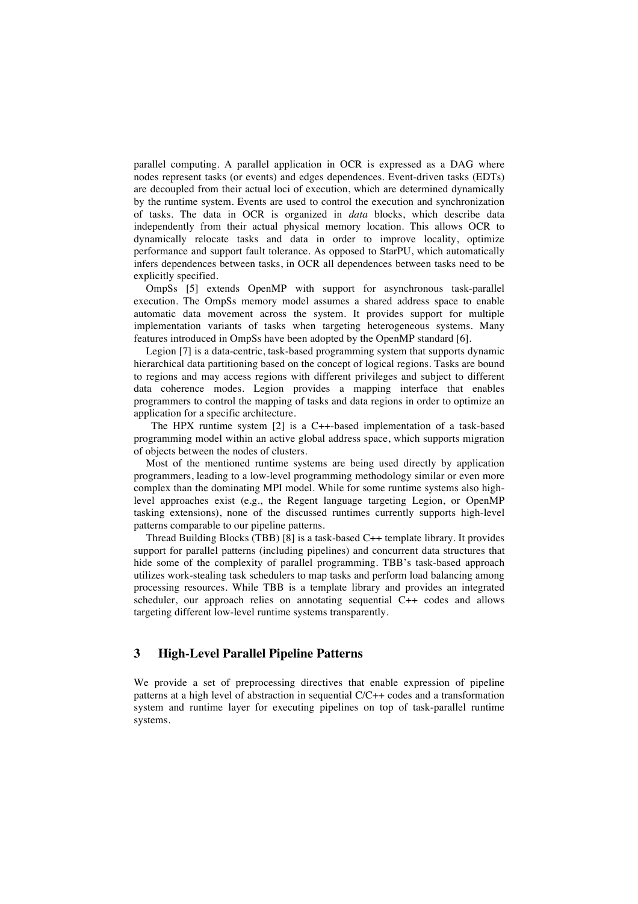parallel computing. A parallel application in OCR is expressed as a DAG where nodes represent tasks (or events) and edges dependences. Event-driven tasks (EDTs) are decoupled from their actual loci of execution, which are determined dynamically by the runtime system. Events are used to control the execution and synchronization of tasks. The data in OCR is organized in *data* blocks, which describe data independently from their actual physical memory location. This allows OCR to dynamically relocate tasks and data in order to improve locality, optimize performance and support fault tolerance. As opposed to StarPU, which automatically infers dependences between tasks, in OCR all dependences between tasks need to be explicitly specified.

OmpSs [5] extends OpenMP with support for asynchronous task-parallel execution. The OmpSs memory model assumes a shared address space to enable automatic data movement across the system. It provides support for multiple implementation variants of tasks when targeting heterogeneous systems. Many features introduced in OmpSs have been adopted by the OpenMP standard [6].

Legion [7] is a data-centric, task-based programming system that supports dynamic hierarchical data partitioning based on the concept of logical regions. Tasks are bound to regions and may access regions with different privileges and subject to different data coherence modes. Legion provides a mapping interface that enables programmers to control the mapping of tasks and data regions in order to optimize an application for a specific architecture.

The HPX runtime system [2] is a C++-based implementation of a task-based programming model within an active global address space, which supports migration of objects between the nodes of clusters.

Most of the mentioned runtime systems are being used directly by application programmers, leading to a low-level programming methodology similar or even more complex than the dominating MPI model. While for some runtime systems also high-level approaches exist (e.g., the Regent language targeting Legion, or OpenMP tasking extensions), none of the discussed runtimes currently supports high-level patterns comparable to our pipeline patterns.

Thread Building Blocks (TBB) [8] is a task-based C++ template library. It provides support for parallel patterns (including pipelines) and concurrent data structures that hide some of the complexity of parallel programming. TBB's task-based approach utilizes work-stealing task schedulers to map tasks and perform load balancing among processing resources. While TBB is a template library and provides an integrated scheduler, our approach relies on annotating sequential C++ codes and allows targeting different low-level runtime systems transparently.

## 3 High-Level Parallel Pipeline Patterns

We provide a set of preprocessing directives that enable expression of pipeline patterns at a high level of abstraction in sequential C/C++ codes and a transformation system and runtime layer for executing pipelines on top of task-parallel runtime systems.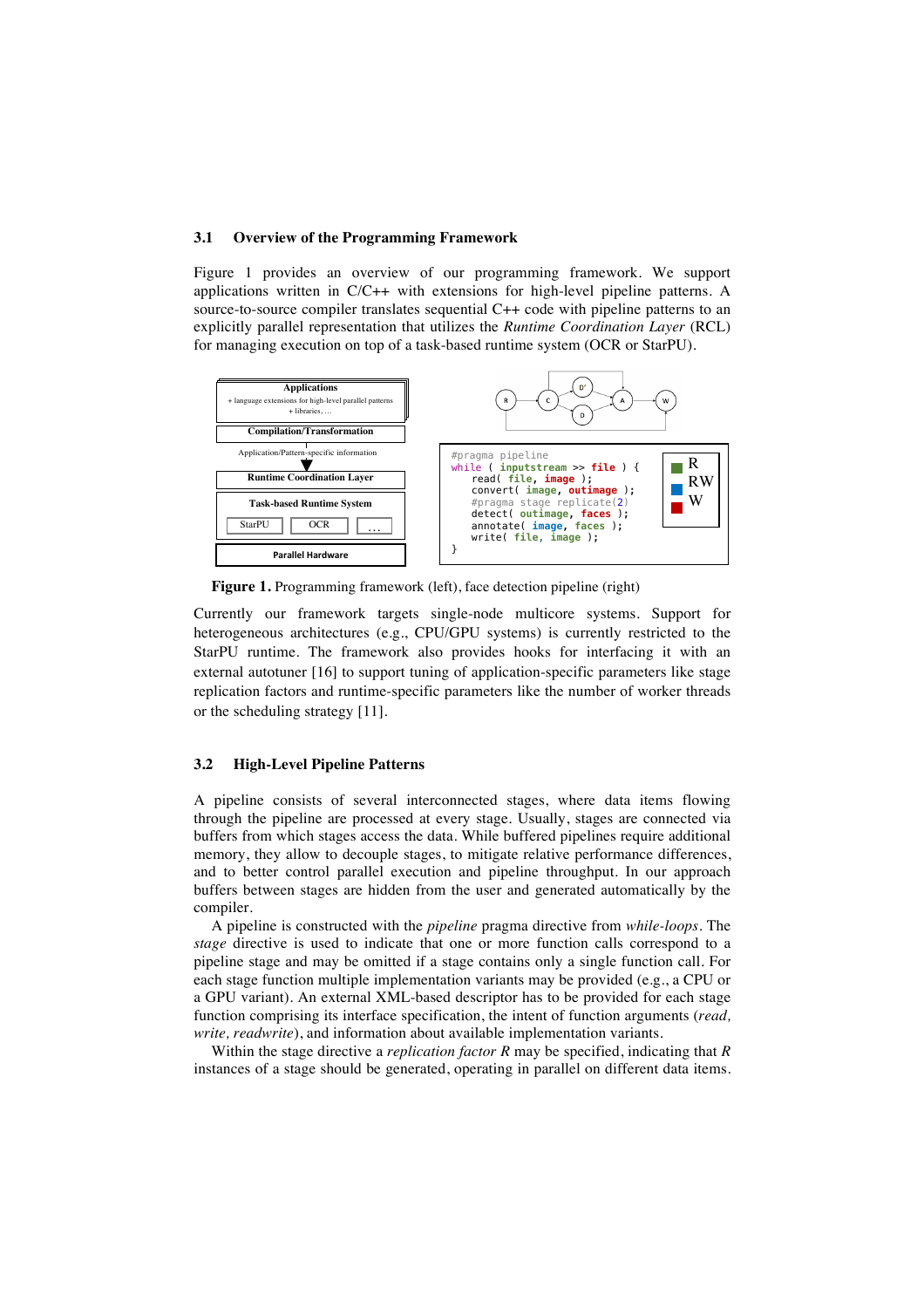### 3.1 Overview of the Programming Framework

Figure 1 provides an overview of our programming framework. We support applications written in C/C++ with extensions for high-level pipeline patterns. A source-to-source compiler translates sequential C++ code with pipeline patterns to an explicitly parallel representation that utilizes the *Runtime Coordination Layer* (RCL) for managing execution on top of a task-based runtime system (OCR or StarPU).

Applications
+ language extensions for high-level parallel patterns
+ libraries, …

Compilation/Transformation

Application/Pattern-specific information

Runtime Coordination Layer

Task-based Runtime System

StarPU

OCR

…

Parallel Hardware

R

C

D'

D

A

W

```
#pragma pipeline
while ( inputstream >> file ) {
    read( file, image );
    convert( image, outimage );
    #pragma stage replicate(2)
    detect( outimage, faces );
    annotate( image, faces );
    write( file, image );
}
```

R
RW
W

**Figure 1.** Programming framework (left), face detection pipeline (right)

Currently our framework targets single-node multicore systems. Support for heterogeneous architectures (e.g., CPU/GPU systems) is currently restricted to the StarPU runtime. The framework also provides hooks for interfacing it with an external autotuner [16] to support tuning of application-specific parameters like stage replication factors and runtime-specific parameters like the number of worker threads or the scheduling strategy [11].

### 3.2 High-Level Pipeline Patterns

A pipeline consists of several interconnected stages, where data items flowing through the pipeline are processed at every stage. Usually, stages are connected via buffers from which stages access the data. While buffered pipelines require additional memory, they allow to decouple stages, to mitigate relative performance differences, and to better control parallel execution and pipeline throughput. In our approach buffers between stages are hidden from the user and generated automatically by the compiler.

A pipeline is constructed with the *pipeline* pragma directive from *while-loops*. The *stage* directive is used to indicate that one or more function calls correspond to a pipeline stage and may be omitted if a stage contains only a single function call. For each stage function multiple implementation variants may be provided (e.g., a CPU or a GPU variant). An external XML-based descriptor has to be provided for each stage function comprising its interface specification, the intent of function arguments (*read, write, readwrite*), and information about available implementation variants.

Within the stage directive a *replication factor* $R$ may be specified, indicating that $R$ instances of a stage should be generated, operating in parallel on different data items.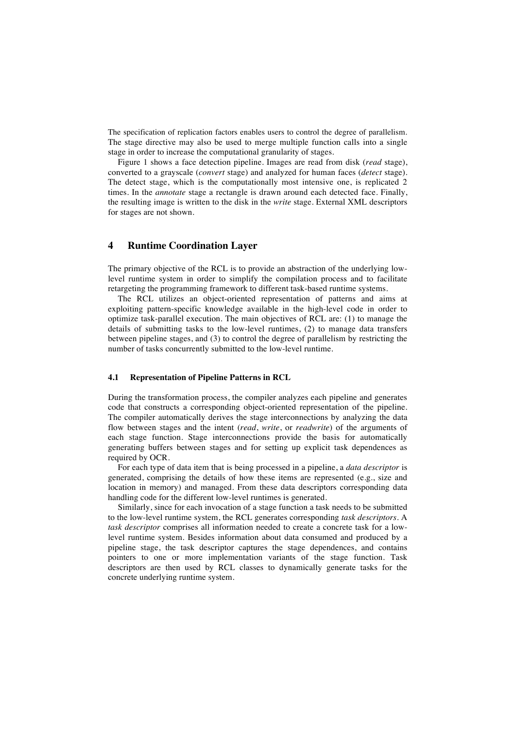The specification of replication factors enables users to control the degree of parallelism. The stage directive may also be used to merge multiple function calls into a single stage in order to increase the computational granularity of stages.

Figure 1 shows a face detection pipeline. Images are read from disk (*read* stage), converted to a grayscale (*convert* stage) and analyzed for human faces (*detect* stage). The detect stage, which is the computationally most intensive one, is replicated 2 times. In the *annotate* stage a rectangle is drawn around each detected face. Finally, the resulting image is written to the disk in the *write* stage. External XML descriptors for stages are not shown.

## 4 Runtime Coordination Layer

The primary objective of the RCL is to provide an abstraction of the underlying low-level runtime system in order to simplify the compilation process and to facilitate retargeting the programming framework to different task-based runtime systems.

The RCL utilizes an object-oriented representation of patterns and aims at exploiting pattern-specific knowledge available in the high-level code in order to optimize task-parallel execution. The main objectives of RCL are: (1) to manage the details of submitting tasks to the low-level runtimes, (2) to manage data transfers between pipeline stages, and (3) to control the degree of parallelism by restricting the number of tasks concurrently submitted to the low-level runtime.

### 4.1 Representation of Pipeline Patterns in RCL

During the transformation process, the compiler analyzes each pipeline and generates code that constructs a corresponding object-oriented representation of the pipeline. The compiler automatically derives the stage interconnections by analyzing the data flow between stages and the intent (*read*, *write*, or *readwrite*) of the arguments of each stage function. Stage interconnections provide the basis for automatically generating buffers between stages and for setting up explicit task dependences as required by OCR.

For each type of data item that is being processed in a pipeline, a *data descriptor* is generated, comprising the details of how these items are represented (e.g., size and location in memory) and managed. From these data descriptors corresponding data handling code for the different low-level runtimes is generated.

Similarly, since for each invocation of a stage function a task needs to be submitted to the low-level runtime system, the RCL generates corresponding *task descriptors*. A *task descriptor* comprises all information needed to create a concrete task for a low-level runtime system. Besides information about data consumed and produced by a pipeline stage, the task descriptor captures the stage dependences, and contains pointers to one or more implementation variants of the stage function. Task descriptors are then used by RCL classes to dynamically generate tasks for the concrete underlying runtime system.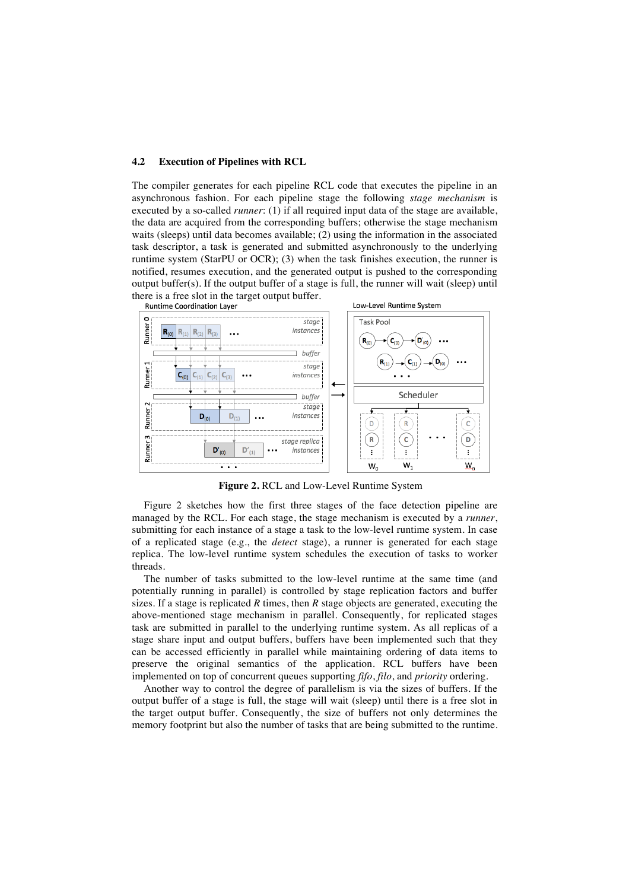### 4.2 Execution of Pipelines with RCL

The compiler generates for each pipeline RCL code that executes the pipeline in an asynchronous fashion. For each pipeline stage the following *stage mechanism* is executed by a so-called *runner*: (1) if all required input data of the stage are available, the data are acquired from the corresponding buffers; otherwise the stage mechanism waits (sleeps) until data becomes available; (2) using the information in the associated task descriptor, a task is generated and submitted asynchronously to the underlying runtime system (StarPU or OCR); (3) when the task finishes execution, the runner is notified, resumes execution, and the generated output is pushed to the corresponding output buffer(s). If the output buffer of a stage is full, the runner will wait (sleep) until there is a free slot in the target output buffer.

**Figure 2.** RCL and Low-Level Runtime System

Figure 2 sketches how the first three stages of the face detection pipeline are managed by the RCL. For each stage, the stage mechanism is executed by a *runner*, submitting for each instance of a stage a task to the low-level runtime system. In case of a replicated stage (e.g., the *detect* stage), a runner is generated for each stage replica. The low-level runtime system schedules the execution of tasks to worker threads.

The number of tasks submitted to the low-level runtime at the same time (and potentially running in parallel) is controlled by stage replication factors and buffer sizes. If a stage is replicated *R* times, then *R* stage objects are generated, executing the above-mentioned stage mechanism in parallel. Consequently, for replicated stages task are submitted in parallel to the underlying runtime system. As all replicas of a stage share input and output buffers, buffers have been implemented such that they can be accessed efficiently in parallel while maintaining ordering of data items to preserve the original semantics of the application. RCL buffers have been implemented on top of concurrent queues supporting *fifo*, *filo*, and *priority* ordering.

Another way to control the degree of parallelism is via the sizes of buffers. If the output buffer of a stage is full, the stage will wait (sleep) until there is a free slot in the target output buffer. Consequently, the size of buffers not only determines the memory footprint but also the number of tasks that are being submitted to the runtime.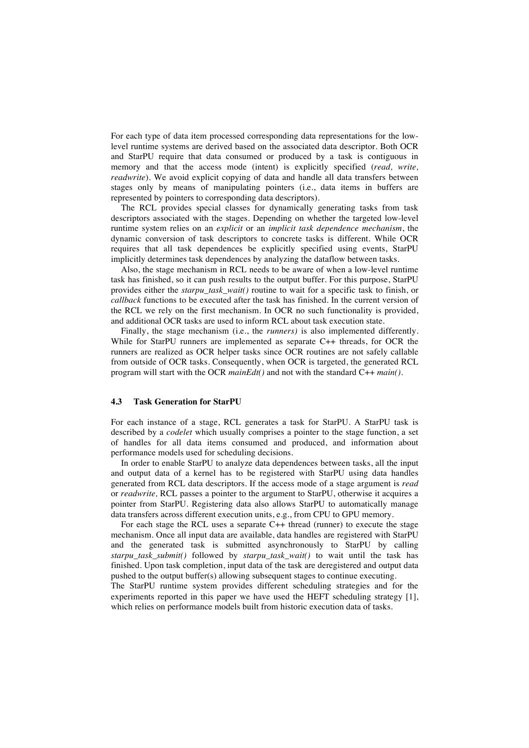For each type of data item processed corresponding data representations for the low-level runtime systems are derived based on the associated data descriptor. Both OCR and StarPU require that data consumed or produced by a task is contiguous in memory and that the access mode (intent) is explicitly specified (*read, write, readwrite*). We avoid explicit copying of data and handle all data transfers between stages only by means of manipulating pointers (i.e., data items in buffers are represented by pointers to corresponding data descriptors).

The RCL provides special classes for dynamically generating tasks from task descriptors associated with the stages. Depending on whether the targeted low-level runtime system relies on an *explicit* or an *implicit task dependence mechanism*, the dynamic conversion of task descriptors to concrete tasks is different. While OCR requires that all task dependences be explicitly specified using events, StarPU implicitly determines task dependences by analyzing the dataflow between tasks.

Also, the stage mechanism in RCL needs to be aware of when a low-level runtime task has finished, so it can push results to the output buffer. For this purpose, StarPU provides either the *starpu_task_wait()* routine to wait for a specific task to finish, or *callback* functions to be executed after the task has finished. In the current version of the RCL we rely on the first mechanism. In OCR no such functionality is provided, and additional OCR tasks are used to inform RCL about task execution state.

Finally, the stage mechanism (i.e., the *runners)* is also implemented differently. While for StarPU runners are implemented as separate C++ threads, for OCR the runners are realized as OCR helper tasks since OCR routines are not safely callable from outside of OCR tasks. Consequently, when OCR is targeted, the generated RCL program will start with the OCR *mainEdt()* and not with the standard C++ *main()*.

### 4.3 Task Generation for StarPU

For each instance of a stage, RCL generates a task for StarPU. A StarPU task is described by a *codelet* which usually comprises a pointer to the stage function, a set of handles for all data items consumed and produced, and information about performance models used for scheduling decisions.

In order to enable StarPU to analyze data dependences between tasks, all the input and output data of a kernel has to be registered with StarPU using data handles generated from RCL data descriptors. If the access mode of a stage argument is *read* or *readwrite,* RCL passes a pointer to the argument to StarPU, otherwise it acquires a pointer from StarPU. Registering data also allows StarPU to automatically manage data transfers across different execution units, e.g., from CPU to GPU memory.

For each stage the RCL uses a separate C++ thread (runner) to execute the stage mechanism. Once all input data are available, data handles are registered with StarPU and the generated task is submitted asynchronously to StarPU by calling *starpu_task_submit()* followed by *starpu_task_wait()* to wait until the task has finished. Upon task completion, input data of the task are deregistered and output data pushed to the output buffer(s) allowing subsequent stages to continue executing.

The StarPU runtime system provides different scheduling strategies and for the experiments reported in this paper we have used the HEFT scheduling strategy [1], which relies on performance models built from historic execution data of tasks.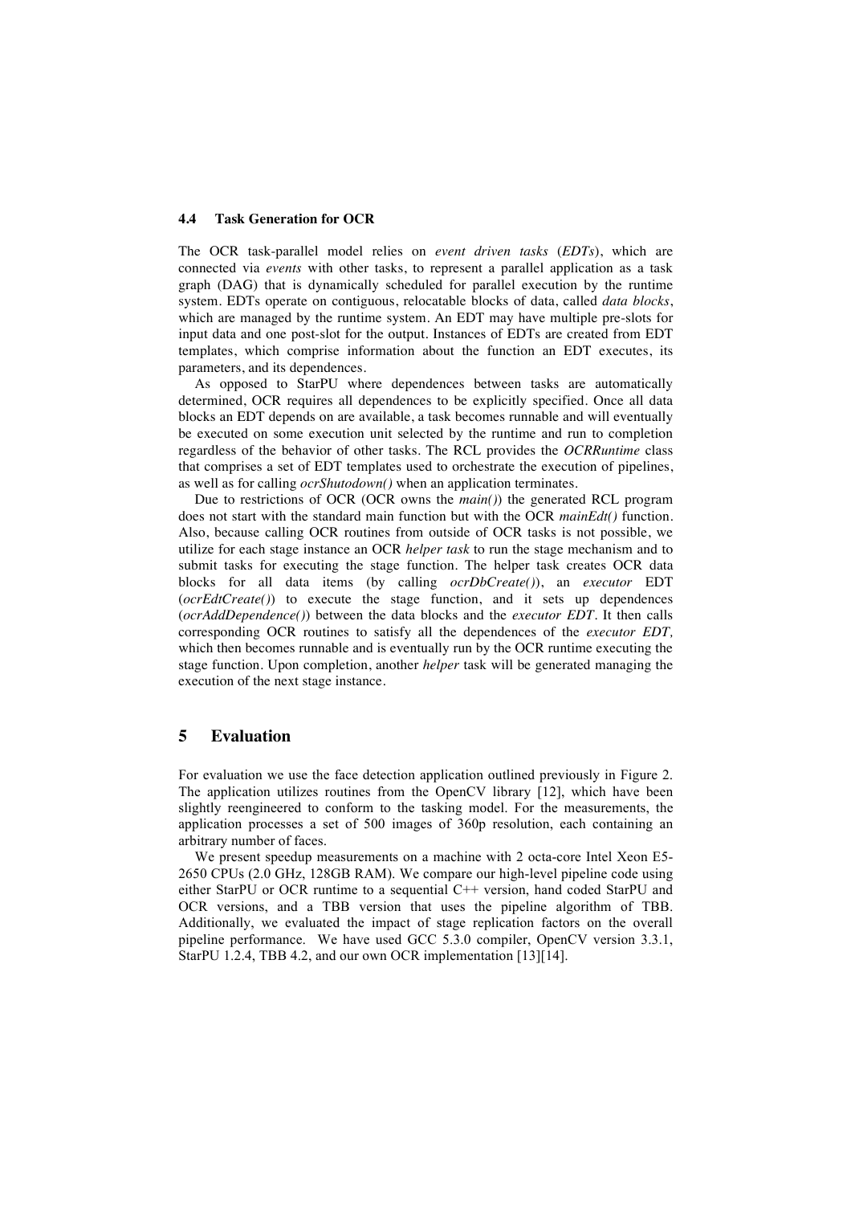### 4.4 Task Generation for OCR

The OCR task-parallel model relies on *event driven tasks* (*EDTs*), which are connected via *events* with other tasks, to represent a parallel application as a task graph (DAG) that is dynamically scheduled for parallel execution by the runtime system. EDTs operate on contiguous, relocatable blocks of data, called *data blocks*, which are managed by the runtime system. An EDT may have multiple pre-slots for input data and one post-slot for the output. Instances of EDTs are created from EDT templates, which comprise information about the function an EDT executes, its parameters, and its dependences.

As opposed to StarPU where dependences between tasks are automatically determined, OCR requires all dependences to be explicitly specified. Once all data blocks an EDT depends on are available, a task becomes runnable and will eventually be executed on some execution unit selected by the runtime and run to completion regardless of the behavior of other tasks. The RCL provides the *OCRRuntime* class that comprises a set of EDT templates used to orchestrate the execution of pipelines, as well as for calling *ocrShutodown()* when an application terminates.

Due to restrictions of OCR (OCR owns the *main()*) the generated RCL program does not start with the standard main function but with the OCR *mainEdt()* function. Also, because calling OCR routines from outside of OCR tasks is not possible, we utilize for each stage instance an OCR *helper task* to run the stage mechanism and to submit tasks for executing the stage function. The helper task creates OCR data blocks for all data items (by calling *ocrDbCreate()*), an *executor* EDT (*ocrEdtCreate()*) to execute the stage function, and it sets up dependences (*ocrAddDependence()*) between the data blocks and the *executor EDT*. It then calls corresponding OCR routines to satisfy all the dependences of the *executor EDT,* which then becomes runnable and is eventually run by the OCR runtime executing the stage function. Upon completion, another *helper* task will be generated managing the execution of the next stage instance.

## 5 Evaluation

For evaluation we use the face detection application outlined previously in Figure 2. The application utilizes routines from the OpenCV library [12], which have been slightly reengineered to conform to the tasking model. For the measurements, the application processes a set of 500 images of 360p resolution, each containing an arbitrary number of faces.

We present speedup measurements on a machine with 2 octa-core Intel Xeon E5-2650 CPUs (2.0 GHz, 128GB RAM). We compare our high-level pipeline code using either StarPU or OCR runtime to a sequential C++ version, hand coded StarPU and OCR versions, and a TBB version that uses the pipeline algorithm of TBB. Additionally, we evaluated the impact of stage replication factors on the overall pipeline performance. We have used GCC 5.3.0 compiler, OpenCV version 3.3.1, StarPU 1.2.4, TBB 4.2, and our own OCR implementation [13][14].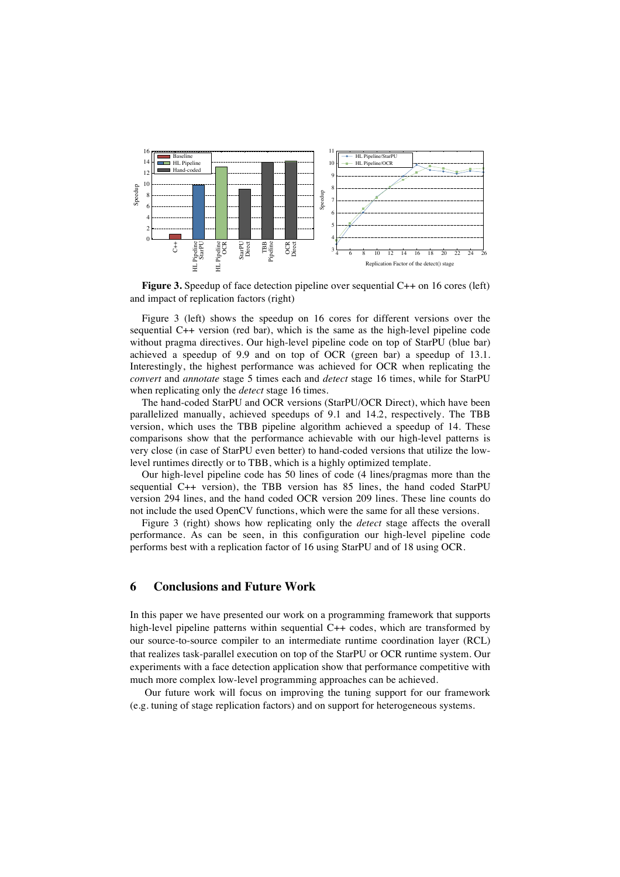**Figure 3.** Speedup of face detection pipeline over sequential C++ on 16 cores (left) and impact of replication factors (right)

Figure 3 (left) shows the speedup on 16 cores for different versions over the sequential C++ version (red bar), which is the same as the high-level pipeline code without pragma directives. Our high-level pipeline code on top of StarPU (blue bar) achieved a speedup of 9.9 and on top of OCR (green bar) a speedup of 13.1. Interestingly, the highest performance was achieved for OCR when replicating the *convert* and *annotate* stage 5 times each and *detect* stage 16 times, while for StarPU when replicating only the *detect* stage 16 times.

The hand-coded StarPU and OCR versions (StarPU/OCR Direct), which have been parallelized manually, achieved speedups of 9.1 and 14.2, respectively. The TBB version, which uses the TBB pipeline algorithm achieved a speedup of 14. These comparisons show that the performance achievable with our high-level patterns is very close (in case of StarPU even better) to hand-coded versions that utilize the low-level runtimes directly or to TBB, which is a highly optimized template.

Our high-level pipeline code has 50 lines of code (4 lines/pragmas more than the sequential C++ version), the TBB version has 85 lines, the hand coded StarPU version 294 lines, and the hand coded OCR version 209 lines. These line counts do not include the used OpenCV functions, which were the same for all these versions.

Figure 3 (right) shows how replicating only the *detect* stage affects the overall performance. As can be seen, in this configuration our high-level pipeline code performs best with a replication factor of 16 using StarPU and of 18 using OCR.

## 6 Conclusions and Future Work

In this paper we have presented our work on a programming framework that supports high-level pipeline patterns within sequential C++ codes, which are transformed by our source-to-source compiler to an intermediate runtime coordination layer (RCL) that realizes task-parallel execution on top of the StarPU or OCR runtime system. Our experiments with a face detection application show that performance competitive with much more complex low-level programming approaches can be achieved.

Our future work will focus on improving the tuning support for our framework (e.g. tuning of stage replication factors) and on support for heterogeneous systems.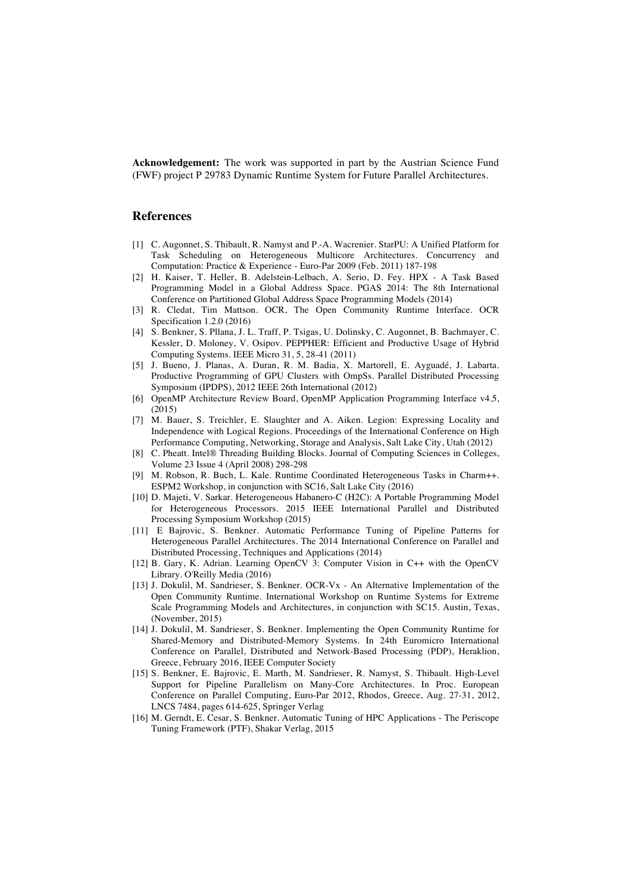**Acknowledgement:** The work was supported in part by the Austrian Science Fund (FWF) project P 29783 Dynamic Runtime System for Future Parallel Architectures.

## References

[1] C. Augonnet, S. Thibault, R. Namyst and P.-A. Wacrenier. StarPU: A Unified Platform for Task Scheduling on Heterogeneous Multicore Architectures. Concurrency and Computation: Practice & Experience - Euro-Par 2009 (Feb. 2011) 187-198

[2] H. Kaiser, T. Heller, B. Adelstein-Lelbach, A. Serio, D. Fey. HPX - A Task Based Programming Model in a Global Address Space. PGAS 2014: The 8th International Conference on Partitioned Global Address Space Programming Models (2014)

[3] R. Cledat, Tim Mattson. OCR, The Open Community Runtime Interface. OCR Specification 1.2.0 (2016)

[4] S. Benkner, S. Pllana, J. L. Traff, P. Tsigas, U. Dolinsky, C. Augonnet, B. Bachmayer, C. Kessler, D. Moloney, V. Osipov. PEPPHER: Efficient and Productive Usage of Hybrid Computing Systems. IEEE Micro 31, 5, 28-41 (2011)

[5] J. Bueno, J. Planas, A. Duran, R. M. Badia, X. Martorell, E. Ayguadé, J. Labarta. Productive Programming of GPU Clusters with OmpSs. Parallel Distributed Processing Symposium (IPDPS), 2012 IEEE 26th International (2012)

[6] OpenMP Architecture Review Board, OpenMP Application Programming Interface v4.5, (2015)

[7] M. Bauer, S. Treichler, E. Slaughter and A. Aiken. Legion: Expressing Locality and Independence with Logical Regions. Proceedings of the International Conference on High Performance Computing, Networking, Storage and Analysis, Salt Lake City, Utah (2012)

[8] C. Pheatt. Intel® Threading Building Blocks. Journal of Computing Sciences in Colleges, Volume 23 Issue 4 (April 2008) 298-298

[9] M. Robson, R. Buch, L. Kale. Runtime Coordinated Heterogeneous Tasks in Charm++. ESPM2 Workshop, in conjunction with SC16, Salt Lake City (2016)

[10] D. Majeti, V. Sarkar. Heterogeneous Habanero-C (H2C): A Portable Programming Model for Heterogeneous Processors. 2015 IEEE International Parallel and Distributed Processing Symposium Workshop (2015)

[11] E Bajrovic, S. Benkner. Automatic Performance Tuning of Pipeline Patterns for Heterogeneous Parallel Architectures. The 2014 International Conference on Parallel and Distributed Processing, Techniques and Applications (2014)

[12] B. Gary, K. Adrian. Learning OpenCV 3: Computer Vision in C++ with the OpenCV Library. O'Reilly Media (2016)

[13] J. Dokulil, M. Sandrieser, S. Benkner. OCR-Vx - An Alternative Implementation of the Open Community Runtime. International Workshop on Runtime Systems for Extreme Scale Programming Models and Architectures, in conjunction with SC15. Austin, Texas, (November, 2015)

[14] J. Dokulil, M. Sandrieser, S. Benkner. Implementing the Open Community Runtime for Shared-Memory and Distributed-Memory Systems. In 24th Euromicro International Conference on Parallel, Distributed and Network-Based Processing (PDP), Heraklion, Greece, February 2016, IEEE Computer Society

[15] S. Benkner, E. Bajrovic, E. Marth, M. Sandrieser, R. Namyst, S. Thibault. High-Level Support for Pipeline Parallelism on Many-Core Architectures. In Proc. European Conference on Parallel Computing, Euro-Par 2012, Rhodos, Greece, Aug. 27-31, 2012, LNCS 7484, pages 614-625, Springer Verlag

[16] M. Gerndt, E. Cesar, S. Benkner. Automatic Tuning of HPC Applications - The Periscope Tuning Framework (PTF), Shakar Verlag, 2015